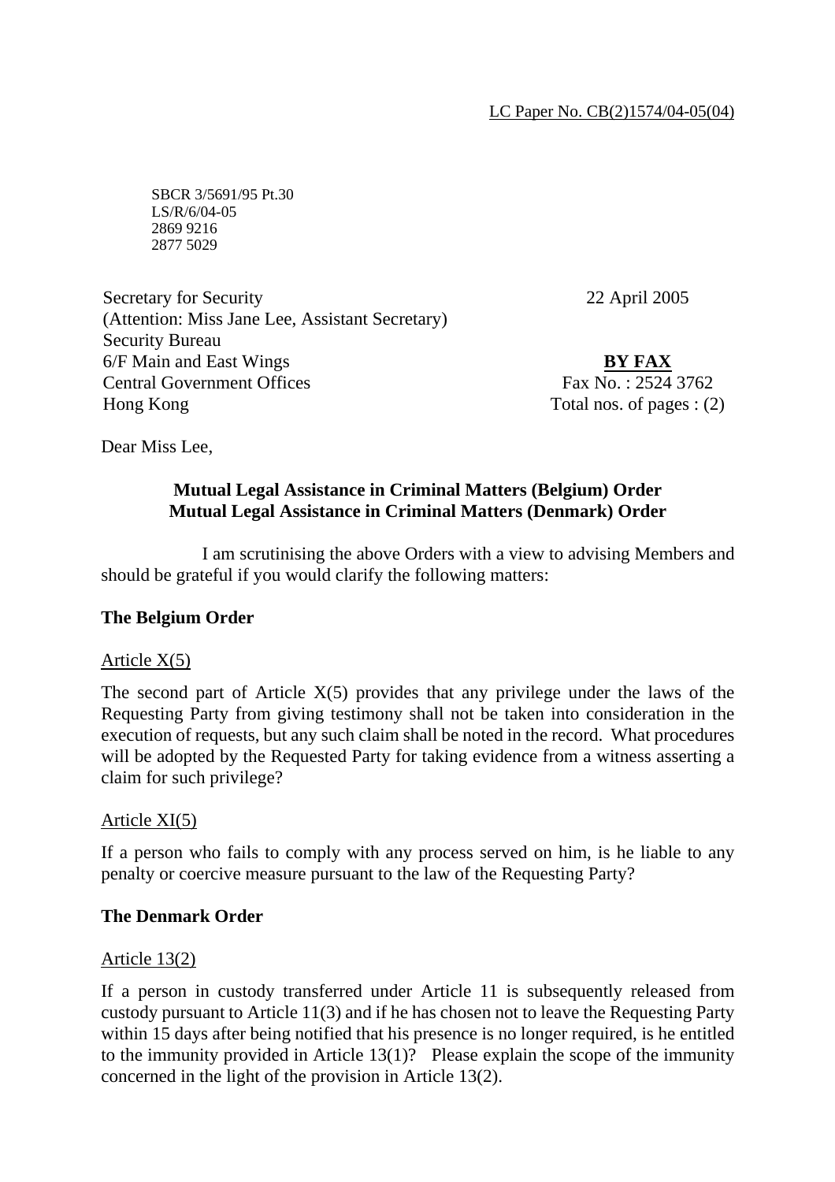LC Paper No. CB(2)1574/04-05(04)

SBCR 3/5691/95 Pt.30
LS/R/6/04-05
2869 9216
2877 5029

Secretary for Security
(Attention: Miss Jane Lee, Assistant Secretary)
Security Bureau
6/F Main and East Wings
Central Government Offices
Hong Kong

22 April 2005

**BY FAX**
Fax No. : 2524 3762
Total nos. of pages : (2)

Dear Miss Lee,

**Mutual Legal Assistance in Criminal Matters (Belgium) Order**
**Mutual Legal Assistance in Criminal Matters (Denmark) Order**

I am scrutinising the above Orders with a view to advising Members and should be grateful if you would clarify the following matters:

**The Belgium Order**

Article X(5)

The second part of Article X(5) provides that any privilege under the laws of the Requesting Party from giving testimony shall not be taken into consideration in the execution of requests, but any such claim shall be noted in the record. What procedures will be adopted by the Requested Party for taking evidence from a witness asserting a claim for such privilege?

Article XI(5)

If a person who fails to comply with any process served on him, is he liable to any penalty or coercive measure pursuant to the law of the Requesting Party?

**The Denmark Order**

Article 13(2)

If a person in custody transferred under Article 11 is subsequently released from custody pursuant to Article 11(3) and if he has chosen not to leave the Requesting Party within 15 days after being notified that his presence is no longer required, is he entitled to the immunity provided in Article 13(1)? Please explain the scope of the immunity concerned in the light of the provision in Article 13(2).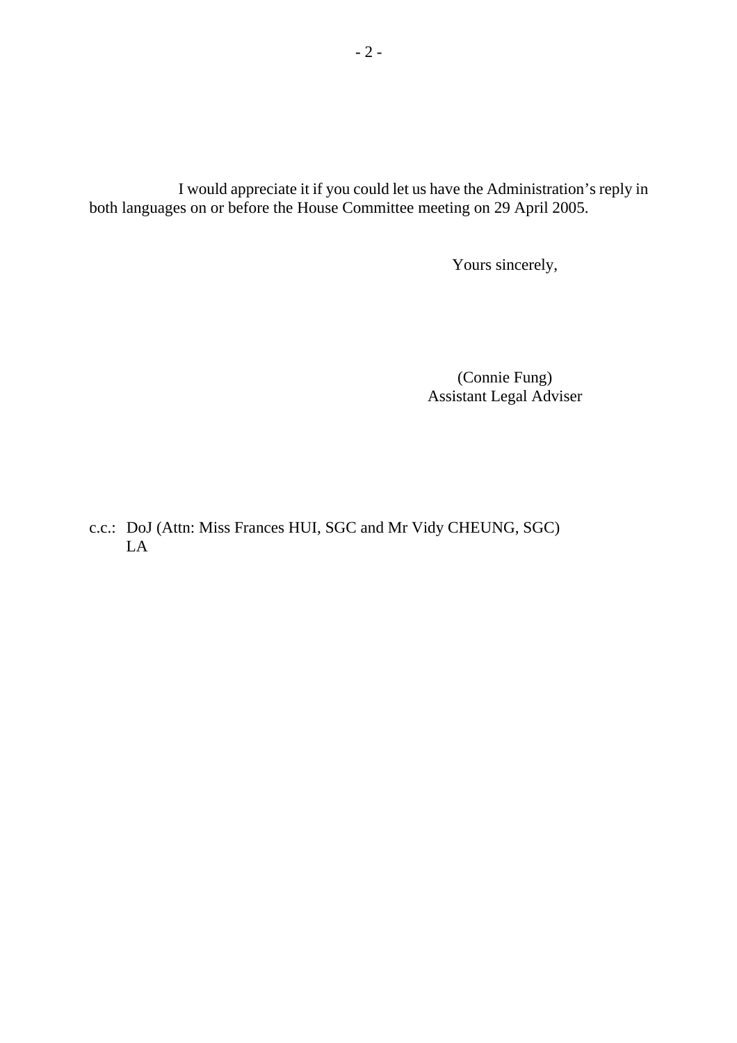I would appreciate it if you could let us have the Administration's reply in both languages on or before the House Committee meeting on 29 April 2005.

Yours sincerely,

(Connie Fung)
Assistant Legal Adviser

c.c.: DoJ (Attn: Miss Frances HUI, SGC and Mr Vidy CHEUNG, SGC)
LA